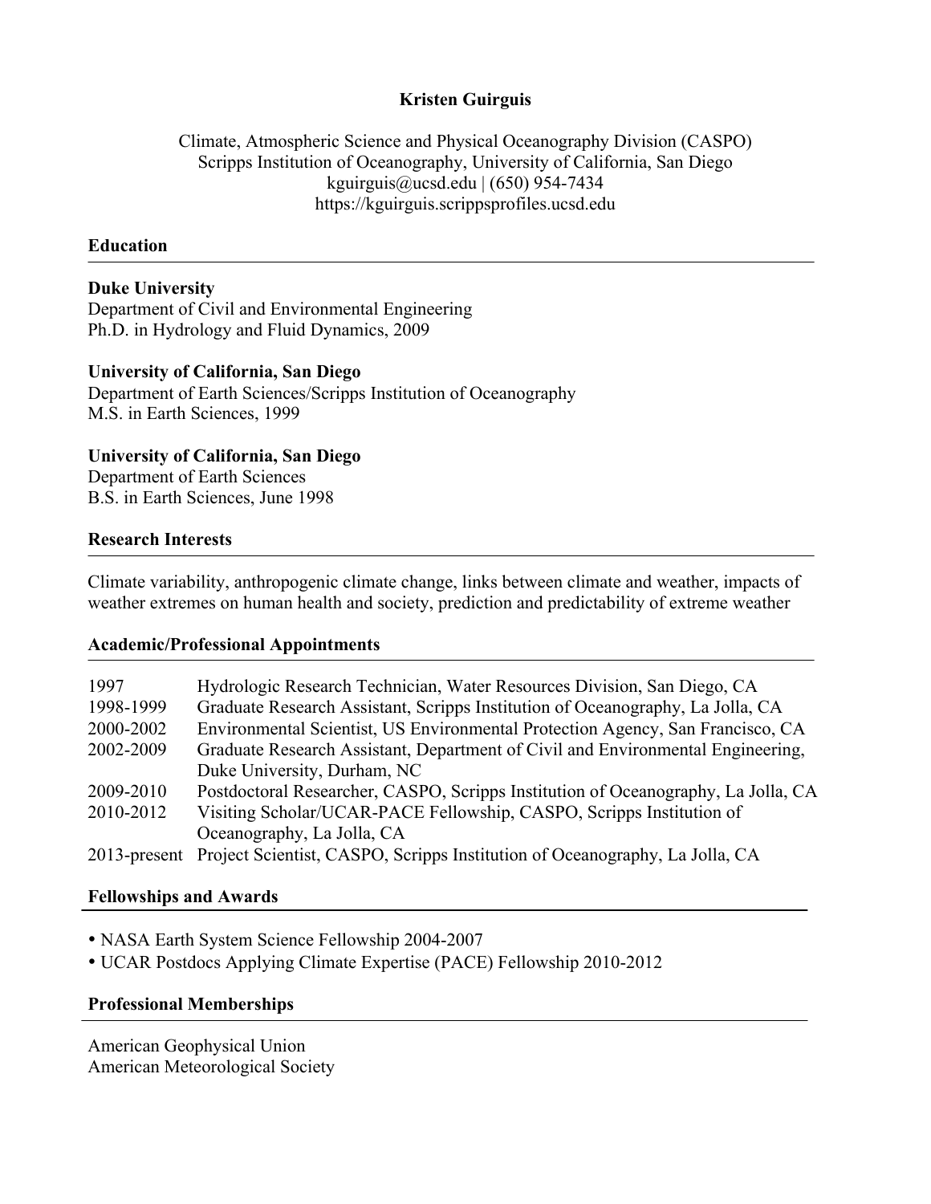# Kristen Guirguis

Climate, Atmospheric Science and Physical Oceanography Division (CASPO)
Scripps Institution of Oceanography, University of California, San Diego
kguirguis@ucsd.edu | (650) 954-7434
https://kguirguis.scrippsprofiles.ucsd.edu

## Education

**Duke University**
Department of Civil and Environmental Engineering
Ph.D. in Hydrology and Fluid Dynamics, 2009

**University of California, San Diego**
Department of Earth Sciences/Scripps Institution of Oceanography
M.S. in Earth Sciences, 1999

**University of California, San Diego**
Department of Earth Sciences
B.S. in Earth Sciences, June 1998

## Research Interests

Climate variability, anthropogenic climate change, links between climate and weather, impacts of weather extremes on human health and society, prediction and predictability of extreme weather

## Academic/Professional Appointments

| | |
|---|---|
| 1997 | Hydrologic Research Technician, Water Resources Division, San Diego, CA |
| 1998-1999 | Graduate Research Assistant, Scripps Institution of Oceanography, La Jolla, CA |
| 2000-2002 | Environmental Scientist, US Environmental Protection Agency, San Francisco, CA |
| 2002-2009 | Graduate Research Assistant, Department of Civil and Environmental Engineering, Duke University, Durham, NC |
| 2009-2010 | Postdoctoral Researcher, CASPO, Scripps Institution of Oceanography, La Jolla, CA |
| 2010-2012 | Visiting Scholar/UCAR-PACE Fellowship, CASPO, Scripps Institution of Oceanography, La Jolla, CA |
| 2013-present | Project Scientist, CASPO, Scripps Institution of Oceanography, La Jolla, CA |

## Fellowships and Awards

- NASA Earth System Science Fellowship 2004-2007
- UCAR Postdocs Applying Climate Expertise (PACE) Fellowship 2010-2012

## Professional Memberships

American Geophysical Union
American Meteorological Society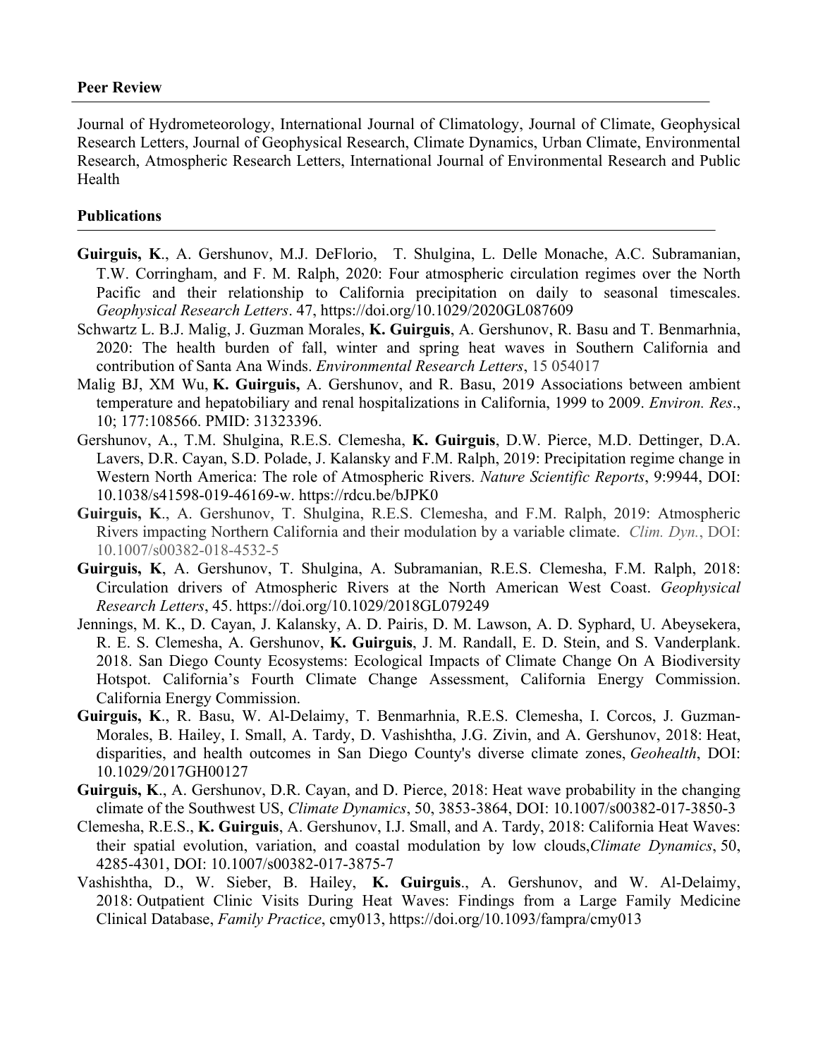**Peer Review**

Journal of Hydrometeorology, International Journal of Climatology, Journal of Climate, Geophysical Research Letters, Journal of Geophysical Research, Climate Dynamics, Urban Climate, Environmental Research, Atmospheric Research Letters, International Journal of Environmental Research and Public Health

**Publications**

**Guirguis, K**., A. Gershunov, M.J. DeFlorio, T. Shulgina, L. Delle Monache, A.C. Subramanian, T.W. Corringham, and F. M. Ralph, 2020: Four atmospheric circulation regimes over the North Pacific and their relationship to California precipitation on daily to seasonal timescales. *Geophysical Research Letters*. 47, https://doi.org/10.1029/2020GL087609

Schwartz L. B.J. Malig, J. Guzman Morales, **K. Guirguis**, A. Gershunov, R. Basu and T. Benmarhnia, 2020: The health burden of fall, winter and spring heat waves in Southern California and contribution of Santa Ana Winds. *Environmental Research Letters*, 15 054017

Malig BJ, XM Wu, **K. Guirguis,** A. Gershunov, and R. Basu, 2019 Associations between ambient temperature and hepatobiliary and renal hospitalizations in California, 1999 to 2009. *Environ. Res*., 10; 177:108566. PMID: 31323396.

Gershunov, A., T.M. Shulgina, R.E.S. Clemesha, **K. Guirguis**, D.W. Pierce, M.D. Dettinger, D.A. Lavers, D.R. Cayan, S.D. Polade, J. Kalansky and F.M. Ralph, 2019: Precipitation regime change in Western North America: The role of Atmospheric Rivers. *Nature Scientific Reports*, 9:9944, DOI: 10.1038/s41598-019-46169-w. https://rdcu.be/bJPK0

**Guirguis, K**., A. Gershunov, T. Shulgina, R.E.S. Clemesha, and F.M. Ralph, 2019: Atmospheric Rivers impacting Northern California and their modulation by a variable climate. *Clim. Dyn.*, DOI: 10.1007/s00382-018-4532-5

**Guirguis, K**, A. Gershunov, T. Shulgina, A. Subramanian, R.E.S. Clemesha, F.M. Ralph, 2018: Circulation drivers of Atmospheric Rivers at the North American West Coast. *Geophysical Research Letters*, 45. https://doi.org/10.1029/2018GL079249

Jennings, M. K., D. Cayan, J. Kalansky, A. D. Pairis, D. M. Lawson, A. D. Syphard, U. Abeysekera, R. E. S. Clemesha, A. Gershunov, **K. Guirguis**, J. M. Randall, E. D. Stein, and S. Vanderplank. 2018. San Diego County Ecosystems: Ecological Impacts of Climate Change On A Biodiversity Hotspot. California's Fourth Climate Change Assessment, California Energy Commission. California Energy Commission.

**Guirguis, K**., R. Basu, W. Al-Delaimy, T. Benmarhnia, R.E.S. Clemesha, I. Corcos, J. Guzman-Morales, B. Hailey, I. Small, A. Tardy, D. Vashishtha, J.G. Zivin, and A. Gershunov, 2018: Heat, disparities, and health outcomes in San Diego County's diverse climate zones, *Geohealth*, DOI: 10.1029/2017GH00127

**Guirguis, K**., A. Gershunov, D.R. Cayan, and D. Pierce, 2018: Heat wave probability in the changing climate of the Southwest US, *Climate Dynamics*, 50, 3853-3864, DOI: 10.1007/s00382-017-3850-3

Clemesha, R.E.S., **K. Guirguis**, A. Gershunov, I.J. Small, and A. Tardy, 2018: California Heat Waves: their spatial evolution, variation, and coastal modulation by low clouds,*Climate Dynamics*, 50, 4285-4301, DOI: 10.1007/s00382-017-3875-7

Vashishtha, D., W. Sieber, B. Hailey, **K. Guirguis**., A. Gershunov, and W. Al-Delaimy, 2018: Outpatient Clinic Visits During Heat Waves: Findings from a Large Family Medicine Clinical Database, *Family Practice*, cmy013, https://doi.org/10.1093/fampra/cmy013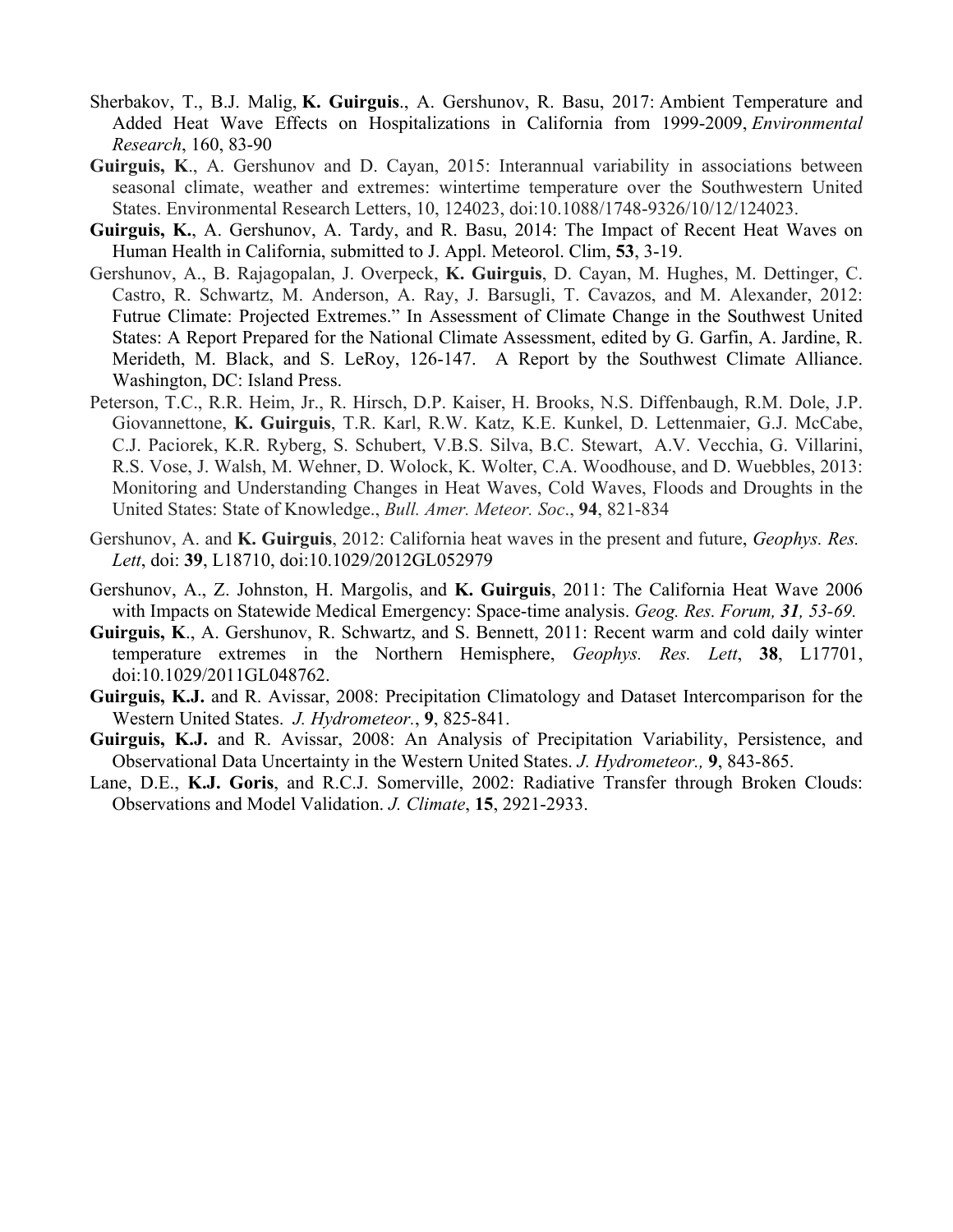Sherbakov, T., B.J. Malig, **K. Guirguis**., A. Gershunov, R. Basu, 2017: Ambient Temperature and Added Heat Wave Effects on Hospitalizations in California from 1999-2009, *Environmental Research*, 160, 83-90

**Guirguis, K**., A. Gershunov and D. Cayan, 2015: Interannual variability in associations between seasonal climate, weather and extremes: wintertime temperature over the Southwestern United States. Environmental Research Letters, 10, 124023, doi:10.1088/1748-9326/10/12/124023.

**Guirguis, K.**, A. Gershunov, A. Tardy, and R. Basu, 2014: The Impact of Recent Heat Waves on Human Health in California, submitted to J. Appl. Meteorol. Clim, **53**, 3-19.

Gershunov, A., B. Rajagopalan, J. Overpeck, **K. Guirguis**, D. Cayan, M. Hughes, M. Dettinger, C. Castro, R. Schwartz, M. Anderson, A. Ray, J. Barsugli, T. Cavazos, and M. Alexander, 2012: Futrue Climate: Projected Extremes." In Assessment of Climate Change in the Southwest United States: A Report Prepared for the National Climate Assessment, edited by G. Garfin, A. Jardine, R. Merideth, M. Black, and S. LeRoy, 126-147. A Report by the Southwest Climate Alliance. Washington, DC: Island Press.

Peterson, T.C., R.R. Heim, Jr., R. Hirsch, D.P. Kaiser, H. Brooks, N.S. Diffenbaugh, R.M. Dole, J.P. Giovannettone, **K. Guirguis**, T.R. Karl, R.W. Katz, K.E. Kunkel, D. Lettenmaier, G.J. McCabe, C.J. Paciorek, K.R. Ryberg, S. Schubert, V.B.S. Silva, B.C. Stewart, A.V. Vecchia, G. Villarini, R.S. Vose, J. Walsh, M. Wehner, D. Wolock, K. Wolter, C.A. Woodhouse, and D. Wuebbles, 2013: Monitoring and Understanding Changes in Heat Waves, Cold Waves, Floods and Droughts in the United States: State of Knowledge., *Bull. Amer. Meteor. Soc*., **94**, 821-834

Gershunov, A. and **K. Guirguis**, 2012: California heat waves in the present and future, *Geophys. Res. Lett*, doi: **39**, L18710, doi:10.1029/2012GL052979

Gershunov, A., Z. Johnston, H. Margolis, and **K. Guirguis**, 2011: The California Heat Wave 2006 with Impacts on Statewide Medical Emergency: Space-time analysis. *Geog. Res. Forum, **31**, 53-69.*

**Guirguis, K**., A. Gershunov, R. Schwartz, and S. Bennett, 2011: Recent warm and cold daily winter temperature extremes in the Northern Hemisphere, *Geophys. Res. Lett*, **38**, L17701, doi:10.1029/2011GL048762.

**Guirguis, K.J.** and R. Avissar, 2008: Precipitation Climatology and Dataset Intercomparison for the Western United States. *J. Hydrometeor.*, **9**, 825-841.

**Guirguis, K.J.** and R. Avissar, 2008: An Analysis of Precipitation Variability, Persistence, and Observational Data Uncertainty in the Western United States. *J. Hydrometeor.,* **9**, 843-865.

Lane, D.E., **K.J. Goris**, and R.C.J. Somerville, 2002: Radiative Transfer through Broken Clouds: Observations and Model Validation. *J. Climate*, **15**, 2921-2933.